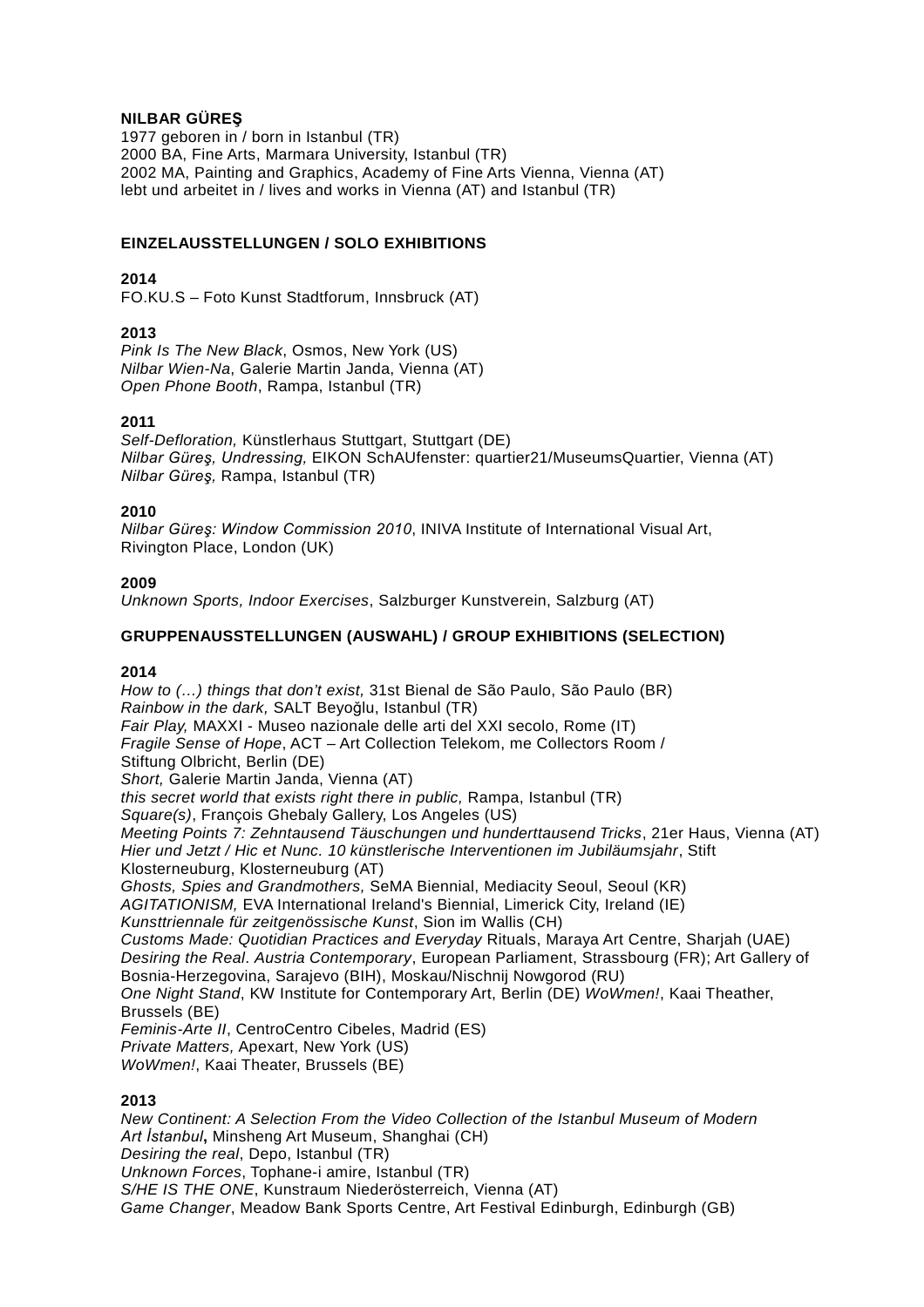**NILBAR GÜREŞ**
1977 geboren in / born in Istanbul (TR)
2000 BA, Fine Arts, Marmara University, Istanbul (TR)
2002 MA, Painting and Graphics, Academy of Fine Arts Vienna, Vienna (AT)
lebt und arbeitet in / lives and works in Vienna (AT) and Istanbul (TR)

## EINZELAUSSTELLUNGEN / SOLO EXHIBITIONS

**2014**
FO.KU.S – Foto Kunst Stadtforum, Innsbruck (AT)

**2013**
*Pink Is The New Black*, Osmos, New York (US)
*Nilbar Wien-Na*, Galerie Martin Janda, Vienna (AT)
*Open Phone Booth*, Rampa, Istanbul (TR)

**2011**
*Self-Defloration,* Künstlerhaus Stuttgart, Stuttgart (DE)
*Nilbar Güreş, Undressing,* EIKON SchAUfenster: quartier21/MuseumsQuartier, Vienna (AT)
*Nilbar Güreş,* Rampa, Istanbul (TR)

**2010**
*Nilbar Güreş: Window Commission 2010*, INIVA Institute of International Visual Art, Rivington Place, London (UK)

**2009**
*Unknown Sports, Indoor Exercises*, Salzburger Kunstverein, Salzburg (AT)

## GRUPPENAUSSTELLUNGEN (AUSWAHL) / GROUP EXHIBITIONS (SELECTION)

**2014**
*How to (…) things that don't exist,* 31st Bienal de São Paulo, São Paulo (BR)
*Rainbow in the dark,* SALT Beyoğlu, Istanbul (TR)
*Fair Play,* MAXXI - Museo nazionale delle arti del XXI secolo, Rome (IT)
*Fragile Sense of Hope*, ACT – Art Collection Telekom, me Collectors Room / Stiftung Olbricht, Berlin (DE)
*Short,* Galerie Martin Janda, Vienna (AT)
*this secret world that exists right there in public,* Rampa, Istanbul (TR)
*Square(s)*, François Ghebaly Gallery, Los Angeles (US)
*Meeting Points 7: Zehntausend Täuschungen und hunderttausend Tricks*, 21er Haus, Vienna (AT)
*Hier und Jetzt / Hic et Nunc. 10 künstlerische Interventionen im Jubiläumsjahr*, Stift Klosterneuburg, Klosterneuburg (AT)
*Ghosts, Spies and Grandmothers,* SeMA Biennial, Mediacity Seoul, Seoul (KR)
*AGITATIONISM,* EVA International Ireland's Biennial, Limerick City, Ireland (IE)
*Kunsttriennale für zeitgenössische Kunst*, Sion im Wallis (CH)
*Customs Made: Quotidian Practices and Everyday* Rituals, Maraya Art Centre, Sharjah (UAE)
*Desiring the Real*. *Austria Contemporary*, European Parliament, Strassbourg (FR); Art Gallery of Bosnia-Herzegovina, Sarajevo (BIH), Moskau/Nischnij Nowgorod (RU)
*One Night Stand*, KW Institute for Contemporary Art, Berlin (DE) *WoWmen!*, Kaai Theather, Brussels (BE)
*Feminis-Arte II*, CentroCentro Cibeles, Madrid (ES)
*Private Matters,* Apexart, New York (US)
*WoWmen!*, Kaai Theater, Brussels (BE)

**2013**
*New Continent: A Selection From the Video Collection of the Istanbul Museum of Modern Art İstanbul***,** Minsheng Art Museum, Shanghai (CH)
*Desiring the real*, Depo, Istanbul (TR)
*Unknown Forces*, Tophane-i amire, Istanbul (TR)
*S/HE IS THE ONE*, Kunstraum Niederösterreich, Vienna (AT)
*Game Changer*, Meadow Bank Sports Centre, Art Festival Edinburgh, Edinburgh (GB)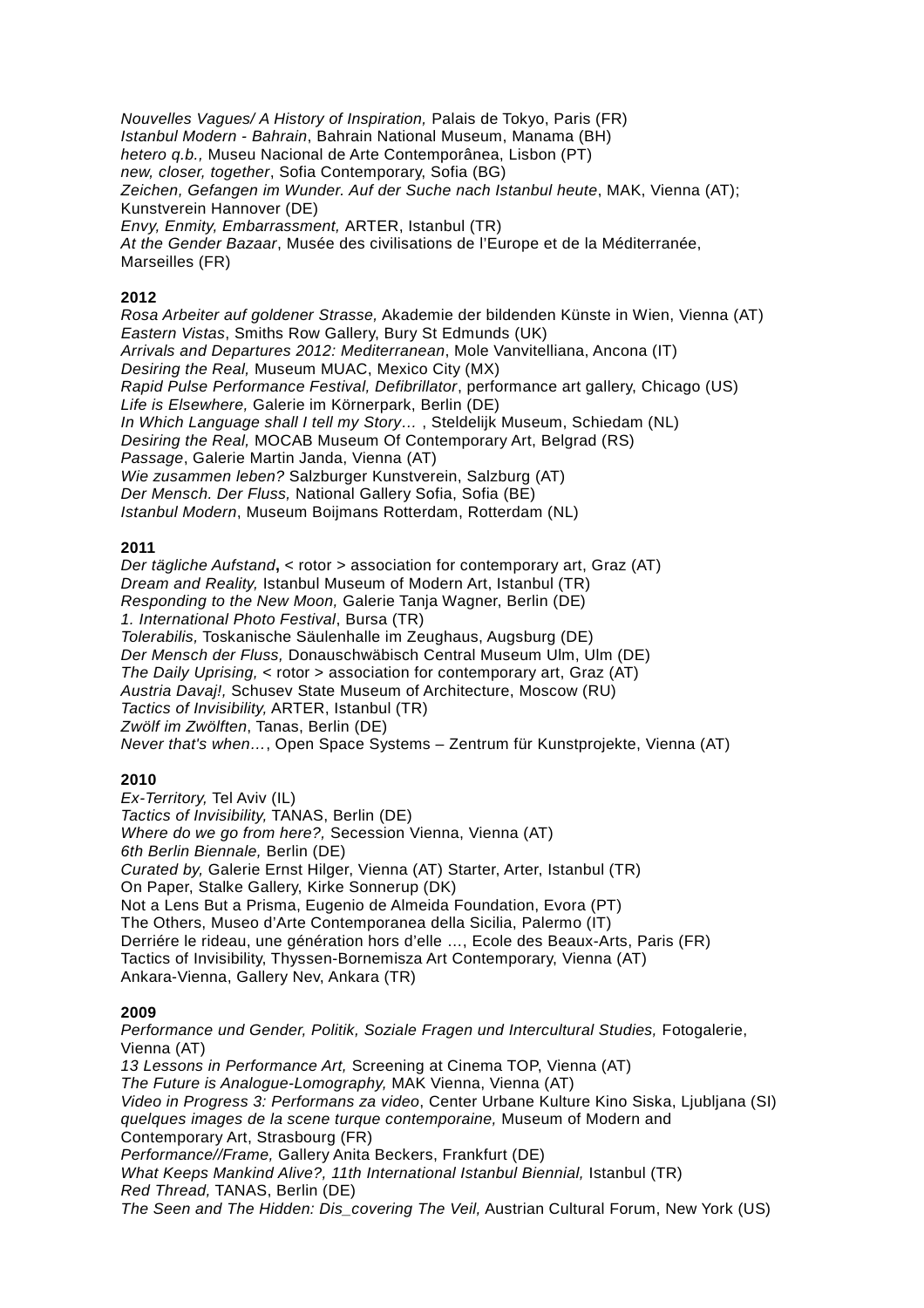*Nouvelles Vagues/ A History of Inspiration,* Palais de Tokyo, Paris (FR)
*Istanbul Modern - Bahrain*, Bahrain National Museum, Manama (BH)
*hetero q.b.,* Museu Nacional de Arte Contemporânea, Lisbon (PT)
*new, closer, together*, Sofia Contemporary, Sofia (BG)
*Zeichen, Gefangen im Wunder. Auf der Suche nach Istanbul heute*, MAK, Vienna (AT); Kunstverein Hannover (DE)
*Envy, Enmity, Embarrassment,* ARTER, Istanbul (TR)
*At the Gender Bazaar*, Musée des civilisations de l'Europe et de la Méditerranée, Marseilles (FR)

**2012**
*Rosa Arbeiter auf goldener Strasse,* Akademie der bildenden Künste in Wien, Vienna (AT)
*Eastern Vistas*, Smiths Row Gallery, Bury St Edmunds (UK)
*Arrivals and Departures 2012: Mediterranean*, Mole Vanvitelliana, Ancona (IT)
*Desiring the Real,* Museum MUAC, Mexico City (MX)
*Rapid Pulse Performance Festival, Defibrillator*, performance art gallery, Chicago (US)
*Life is Elsewhere,* Galerie im Körnerpark, Berlin (DE)
*In Which Language shall I tell my Story…* , Steldelijk Museum, Schiedam (NL)
*Desiring the Real,* MOCAB Museum Of Contemporary Art, Belgrad (RS)
*Passage*, Galerie Martin Janda, Vienna (AT)
*Wie zusammen leben?* Salzburger Kunstverein, Salzburg (AT)
*Der Mensch. Der Fluss,* National Gallery Sofia, Sofia (BE)
*Istanbul Modern*, Museum Boijmans Rotterdam, Rotterdam (NL)

**2011**
*Der tägliche Aufstand***,** < rotor > association for contemporary art, Graz (AT)
*Dream and Reality,* Istanbul Museum of Modern Art, Istanbul (TR)
*Responding to the New Moon,* Galerie Tanja Wagner, Berlin (DE)
*1. International Photo Festival*, Bursa (TR)
*Tolerabilis,* Toskanische Säulenhalle im Zeughaus, Augsburg (DE)
*Der Mensch der Fluss,* Donauschwäbisch Central Museum Ulm, Ulm (DE)
*The Daily Uprising,* < rotor > association for contemporary art, Graz (AT)
*Austria Davaj!,* Schusev State Museum of Architecture, Moscow (RU)
*Tactics of Invisibility,* ARTER, Istanbul (TR)
*Zwölf im Zwölften*, Tanas, Berlin (DE)
*Never that's when…*, Open Space Systems – Zentrum für Kunstprojekte, Vienna (AT)

**2010**
*Ex-Territory,* Tel Aviv (IL)
*Tactics of Invisibility,* TANAS, Berlin (DE)
*Where do we go from here?,* Secession Vienna, Vienna (AT)
*6th Berlin Biennale,* Berlin (DE)
*Curated by,* Galerie Ernst Hilger, Vienna (AT) Starter, Arter, Istanbul (TR)
On Paper, Stalke Gallery, Kirke Sonnerup (DK)
Not a Lens But a Prisma, Eugenio de Almeida Foundation, Evora (PT)
The Others, Museo d'Arte Contemporanea della Sicilia, Palermo (IT)
Derriére le rideau, une génération hors d'elle …, Ecole des Beaux-Arts, Paris (FR)
Tactics of Invisibility, Thyssen-Bornemisza Art Contemporary, Vienna (AT)
Ankara-Vienna, Gallery Nev, Ankara (TR)

**2009**
*Performance und Gender, Politik, Soziale Fragen und Intercultural Studies,* Fotogalerie, Vienna (AT)
*13 Lessons in Performance Art,* Screening at Cinema TOP, Vienna (AT)
*The Future is Analogue-Lomography,* MAK Vienna, Vienna (AT)
*Video in Progress 3: Performans za video*, Center Urbane Kulture Kino Siska, Ljubljana (SI)
*quelques images de la scene turque contemporaine,* Museum of Modern and Contemporary Art, Strasbourg (FR)
*Performance//Frame,* Gallery Anita Beckers, Frankfurt (DE)
*What Keeps Mankind Alive?, 11th International Istanbul Biennial,* Istanbul (TR)
*Red Thread,* TANAS, Berlin (DE)
*The Seen and The Hidden: Dis_covering The Veil,* Austrian Cultural Forum, New York (US)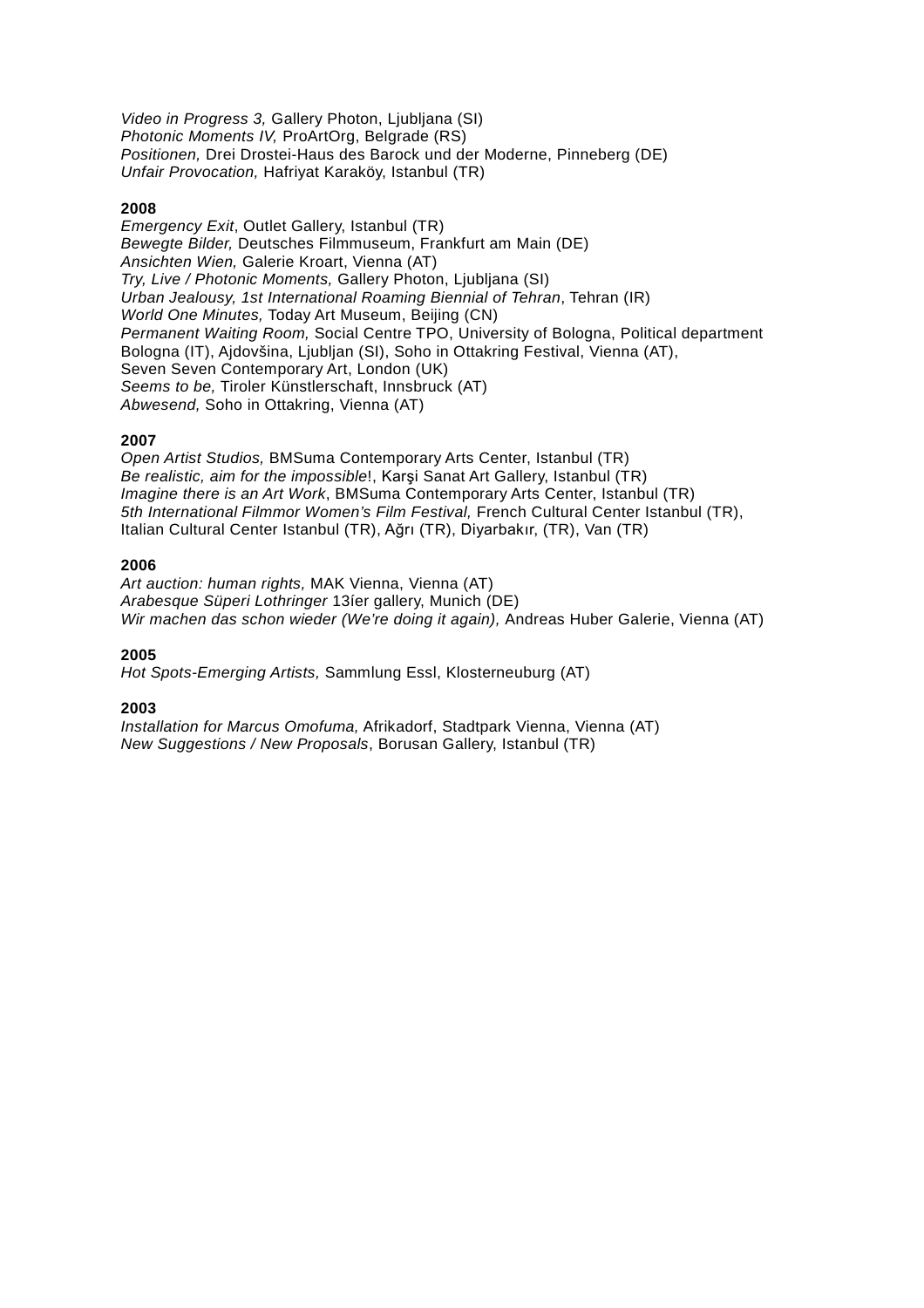*Video in Progress 3,* Gallery Photon, Ljubljana (SI)
*Photonic Moments IV,* ProArtOrg, Belgrade (RS)
*Positionen,* Drei Drostei-Haus des Barock und der Moderne, Pinneberg (DE)
*Unfair Provocation,* Hafriyat Karaköy, Istanbul (TR)

**2008**
*Emergency Exit*, Outlet Gallery, Istanbul (TR)
*Bewegte Bilder,* Deutsches Filmmuseum, Frankfurt am Main (DE)
*Ansichten Wien,* Galerie Kroart, Vienna (AT)
*Try, Live / Photonic Moments,* Gallery Photon, Ljubljana (SI)
*Urban Jealousy, 1st International Roaming Biennial of Tehran*, Tehran (IR)
*World One Minutes,* Today Art Museum, Beijing (CN)
*Permanent Waiting Room,* Social Centre TPO, University of Bologna, Political department Bologna (IT), Ajdovšina, Ljubljan (SI), Soho in Ottakring Festival, Vienna (AT), Seven Seven Contemporary Art, London (UK)
*Seems to be,* Tiroler Künstlerschaft, Innsbruck (AT)
*Abwesend,* Soho in Ottakring, Vienna (AT)

**2007**
*Open Artist Studios,* BMSuma Contemporary Arts Center, Istanbul (TR)
*Be realistic, aim for the impossible*!, Karşi Sanat Art Gallery, Istanbul (TR)
*Imagine there is an Art Work*, BMSuma Contemporary Arts Center, Istanbul (TR)
*5th International Filmmor Women's Film Festival,* French Cultural Center Istanbul (TR), Italian Cultural Center Istanbul (TR), Ağrı (TR), Diyarbakır, (TR), Van (TR)

**2006**
*Art auction: human rights,* MAK Vienna, Vienna (AT)
*Arabesque Süperi Lothringer* 13íer gallery, Munich (DE)
*Wir machen das schon wieder (We're doing it again),* Andreas Huber Galerie, Vienna (AT)

**2005**
*Hot Spots-Emerging Artists,* Sammlung Essl, Klosterneuburg (AT)

**2003**
*Installation for Marcus Omofuma,* Afrikadorf, Stadtpark Vienna, Vienna (AT)
*New Suggestions / New Proposals*, Borusan Gallery, Istanbul (TR)